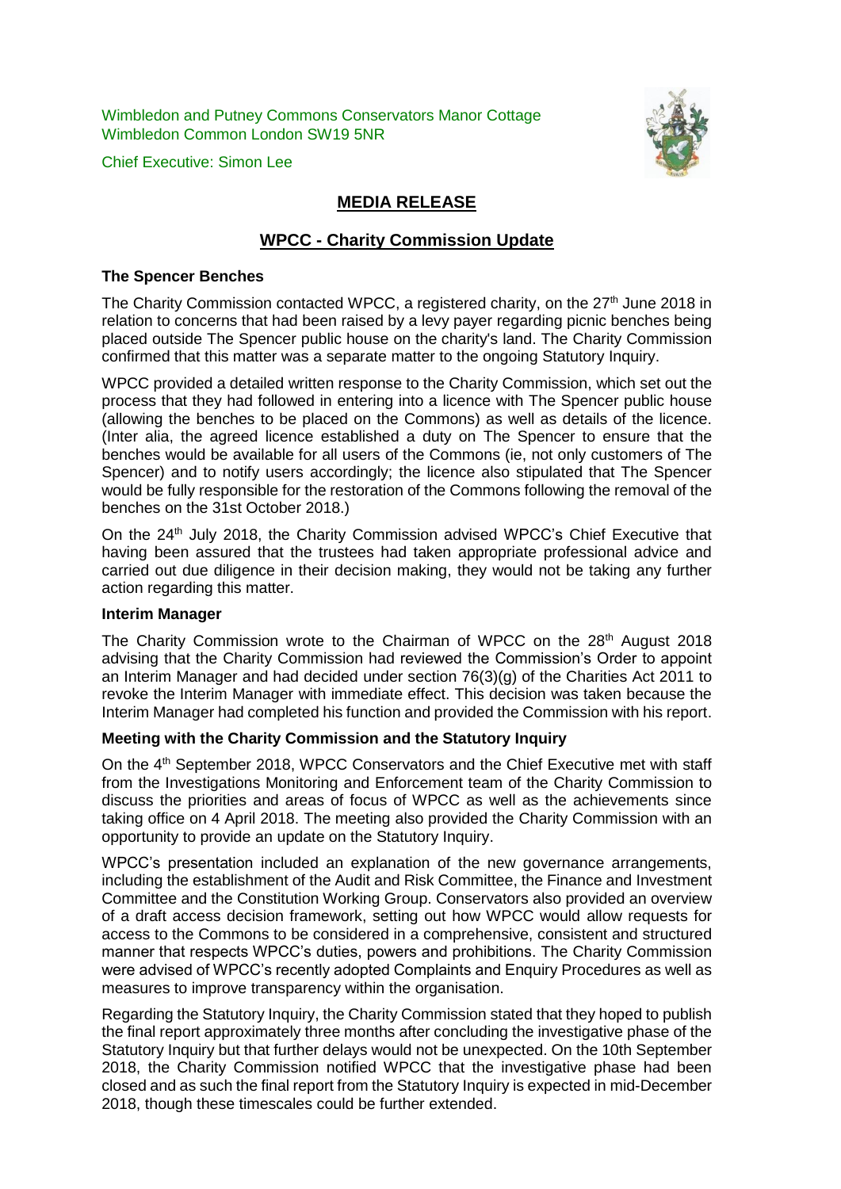Wimbledon and Putney Commons Conservators Manor Cottage
Wimbledon Common London SW19 5NR

Chief Executive: Simon Lee

# MEDIA RELEASE

## WPCC - Charity Commission Update

### The Spencer Benches

The Charity Commission contacted WPCC, a registered charity, on the 27th June 2018 in relation to concerns that had been raised by a levy payer regarding picnic benches being placed outside The Spencer public house on the charity's land. The Charity Commission confirmed that this matter was a separate matter to the ongoing Statutory Inquiry.

WPCC provided a detailed written response to the Charity Commission, which set out the process that they had followed in entering into a licence with The Spencer public house (allowing the benches to be placed on the Commons) as well as details of the licence. (Inter alia, the agreed licence established a duty on The Spencer to ensure that the benches would be available for all users of the Commons (ie, not only customers of The Spencer) and to notify users accordingly; the licence also stipulated that The Spencer would be fully responsible for the restoration of the Commons following the removal of the benches on the 31st October 2018.)

On the 24th July 2018, the Charity Commission advised WPCC's Chief Executive that having been assured that the trustees had taken appropriate professional advice and carried out due diligence in their decision making, they would not be taking any further action regarding this matter.

### Interim Manager

The Charity Commission wrote to the Chairman of WPCC on the 28th August 2018 advising that the Charity Commission had reviewed the Commission's Order to appoint an Interim Manager and had decided under section 76(3)(g) of the Charities Act 2011 to revoke the Interim Manager with immediate effect. This decision was taken because the Interim Manager had completed his function and provided the Commission with his report.

### Meeting with the Charity Commission and the Statutory Inquiry

On the 4th September 2018, WPCC Conservators and the Chief Executive met with staff from the Investigations Monitoring and Enforcement team of the Charity Commission to discuss the priorities and areas of focus of WPCC as well as the achievements since taking office on 4 April 2018. The meeting also provided the Charity Commission with an opportunity to provide an update on the Statutory Inquiry.

WPCC's presentation included an explanation of the new governance arrangements, including the establishment of the Audit and Risk Committee, the Finance and Investment Committee and the Constitution Working Group. Conservators also provided an overview of a draft access decision framework, setting out how WPCC would allow requests for access to the Commons to be considered in a comprehensive, consistent and structured manner that respects WPCC's duties, powers and prohibitions. The Charity Commission were advised of WPCC's recently adopted Complaints and Enquiry Procedures as well as measures to improve transparency within the organisation.

Regarding the Statutory Inquiry, the Charity Commission stated that they hoped to publish the final report approximately three months after concluding the investigative phase of the Statutory Inquiry but that further delays would not be unexpected. On the 10th September 2018, the Charity Commission notified WPCC that the investigative phase had been closed and as such the final report from the Statutory Inquiry is expected in mid-December 2018, though these timescales could be further extended.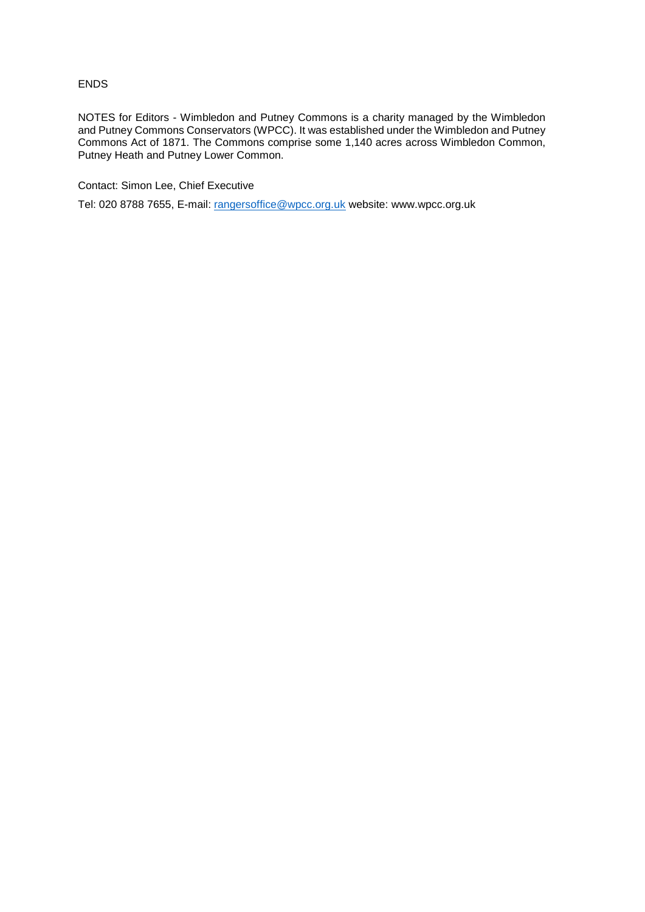ENDS

NOTES for Editors - Wimbledon and Putney Commons is a charity managed by the Wimbledon and Putney Commons Conservators (WPCC). It was established under the Wimbledon and Putney Commons Act of 1871. The Commons comprise some 1,140 acres across Wimbledon Common, Putney Heath and Putney Lower Common.

Contact: Simon Lee, Chief Executive

Tel: 020 8788 7655, E-mail: rangersoffice@wpcc.org.uk website: www.wpcc.org.uk